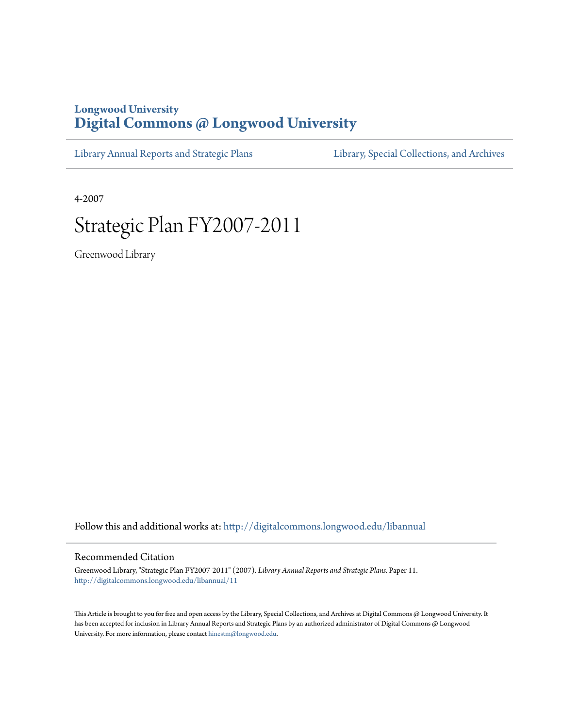**Longwood University**
# Digital Commons @ Longwood University

Library Annual Reports and Strategic Plans | Library, Special Collections, and Archives

4-2007

# Strategic Plan FY2007-2011

Greenwood Library

Follow this and additional works at: http://digitalcommons.longwood.edu/libannual

## Recommended Citation

Greenwood Library, "Strategic Plan FY2007-2011" (2007). *Library Annual Reports and Strategic Plans.* Paper 11.
http://digitalcommons.longwood.edu/libannual/11

This Article is brought to you for free and open access by the Library, Special Collections, and Archives at Digital Commons @ Longwood University. It has been accepted for inclusion in Library Annual Reports and Strategic Plans by an authorized administrator of Digital Commons @ Longwood University. For more information, please contact hinestm@longwood.edu.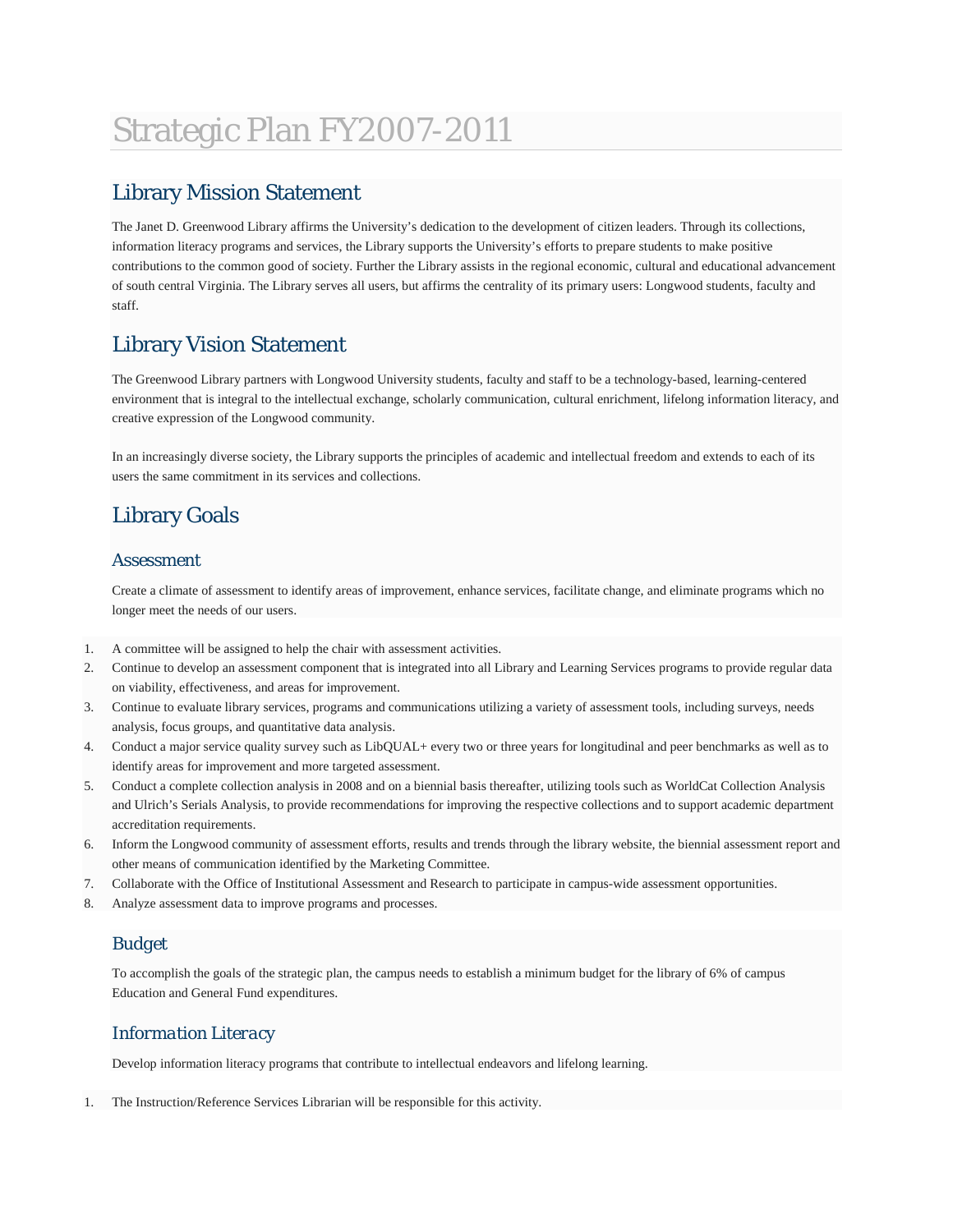# Strategic Plan FY2007-2011

## Library Mission Statement

The Janet D. Greenwood Library affirms the University's dedication to the development of citizen leaders. Through its collections, information literacy programs and services, the Library supports the University's efforts to prepare students to make positive contributions to the common good of society. Further the Library assists in the regional economic, cultural and educational advancement of south central Virginia. The Library serves all users, but affirms the centrality of its primary users: Longwood students, faculty and staff.

## Library Vision Statement

The Greenwood Library partners with Longwood University students, faculty and staff to be a technology-based, learning-centered environment that is integral to the intellectual exchange, scholarly communication, cultural enrichment, lifelong information literacy, and creative expression of the Longwood community.

In an increasingly diverse society, the Library supports the principles of academic and intellectual freedom and extends to each of its users the same commitment in its services and collections.

## Library Goals

### Assessment

Create a climate of assessment to identify areas of improvement, enhance services, facilitate change, and eliminate programs which no longer meet the needs of our users.

1. A committee will be assigned to help the chair with assessment activities.
2. Continue to develop an assessment component that is integrated into all Library and Learning Services programs to provide regular data on viability, effectiveness, and areas for improvement.
3. Continue to evaluate library services, programs and communications utilizing a variety of assessment tools, including surveys, needs analysis, focus groups, and quantitative data analysis.
4. Conduct a major service quality survey such as LibQUAL+ every two or three years for longitudinal and peer benchmarks as well as to identify areas for improvement and more targeted assessment.
5. Conduct a complete collection analysis in 2008 and on a biennial basis thereafter, utilizing tools such as WorldCat Collection Analysis and Ulrich's Serials Analysis, to provide recommendations for improving the respective collections and to support academic department accreditation requirements.
6. Inform the Longwood community of assessment efforts, results and trends through the library website, the biennial assessment report and other means of communication identified by the Marketing Committee.
7. Collaborate with the Office of Institutional Assessment and Research to participate in campus-wide assessment opportunities.
8. Analyze assessment data to improve programs and processes.

### Budget

To accomplish the goals of the strategic plan, the campus needs to establish a minimum budget for the library of 6% of campus Education and General Fund expenditures.

### *Information Literacy*

Develop information literacy programs that contribute to intellectual endeavors and lifelong learning.

1. The Instruction/Reference Services Librarian will be responsible for this activity.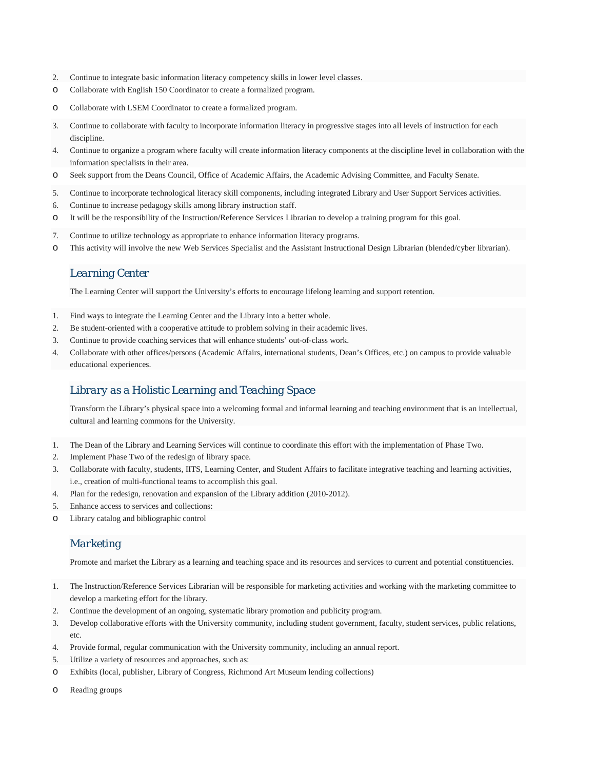2. Continue to integrate basic information literacy competency skills in lower level classes.
   - Collaborate with English 150 Coordinator to create a formalized program.
   - Collaborate with LSEM Coordinator to create a formalized program.
3. Continue to collaborate with faculty to incorporate information literacy in progressive stages into all levels of instruction for each discipline.
4. Continue to organize a program where faculty will create information literacy components at the discipline level in collaboration with the information specialists in their area.
   - Seek support from the Deans Council, Office of Academic Affairs, the Academic Advising Committee, and Faculty Senate.
5. Continue to incorporate technological literacy skill components, including integrated Library and User Support Services activities.
6. Continue to increase pedagogy skills among library instruction staff.
   - It will be the responsibility of the Instruction/Reference Services Librarian to develop a training program for this goal.
7. Continue to utilize technology as appropriate to enhance information literacy programs.
   - This activity will involve the new Web Services Specialist and the Assistant Instructional Design Librarian (blended/cyber librarian).

### Learning Center

The Learning Center will support the University's efforts to encourage lifelong learning and support retention.

1. Find ways to integrate the Learning Center and the Library into a better whole.
2. Be student-oriented with a cooperative attitude to problem solving in their academic lives.
3. Continue to provide coaching services that will enhance students' out-of-class work.
4. Collaborate with other offices/persons (Academic Affairs, international students, Dean's Offices, etc.) on campus to provide valuable educational experiences.

### Library as a Holistic Learning and Teaching Space

Transform the Library's physical space into a welcoming formal and informal learning and teaching environment that is an intellectual, cultural and learning commons for the University.

1. The Dean of the Library and Learning Services will continue to coordinate this effort with the implementation of Phase Two.
2. Implement Phase Two of the redesign of library space.
3. Collaborate with faculty, students, IITS, Learning Center, and Student Affairs to facilitate integrative teaching and learning activities, i.e., creation of multi-functional teams to accomplish this goal.
4. Plan for the redesign, renovation and expansion of the Library addition (2010-2012).
5. Enhance access to services and collections:
   - Library catalog and bibliographic control

### Marketing

Promote and market the Library as a learning and teaching space and its resources and services to current and potential constituencies.

1. The Instruction/Reference Services Librarian will be responsible for marketing activities and working with the marketing committee to develop a marketing effort for the library.
2. Continue the development of an ongoing, systematic library promotion and publicity program.
3. Develop collaborative efforts with the University community, including student government, faculty, student services, public relations, etc.
4. Provide formal, regular communication with the University community, including an annual report.
5. Utilize a variety of resources and approaches, such as:
   - Exhibits (local, publisher, Library of Congress, Richmond Art Museum lending collections)
   - Reading groups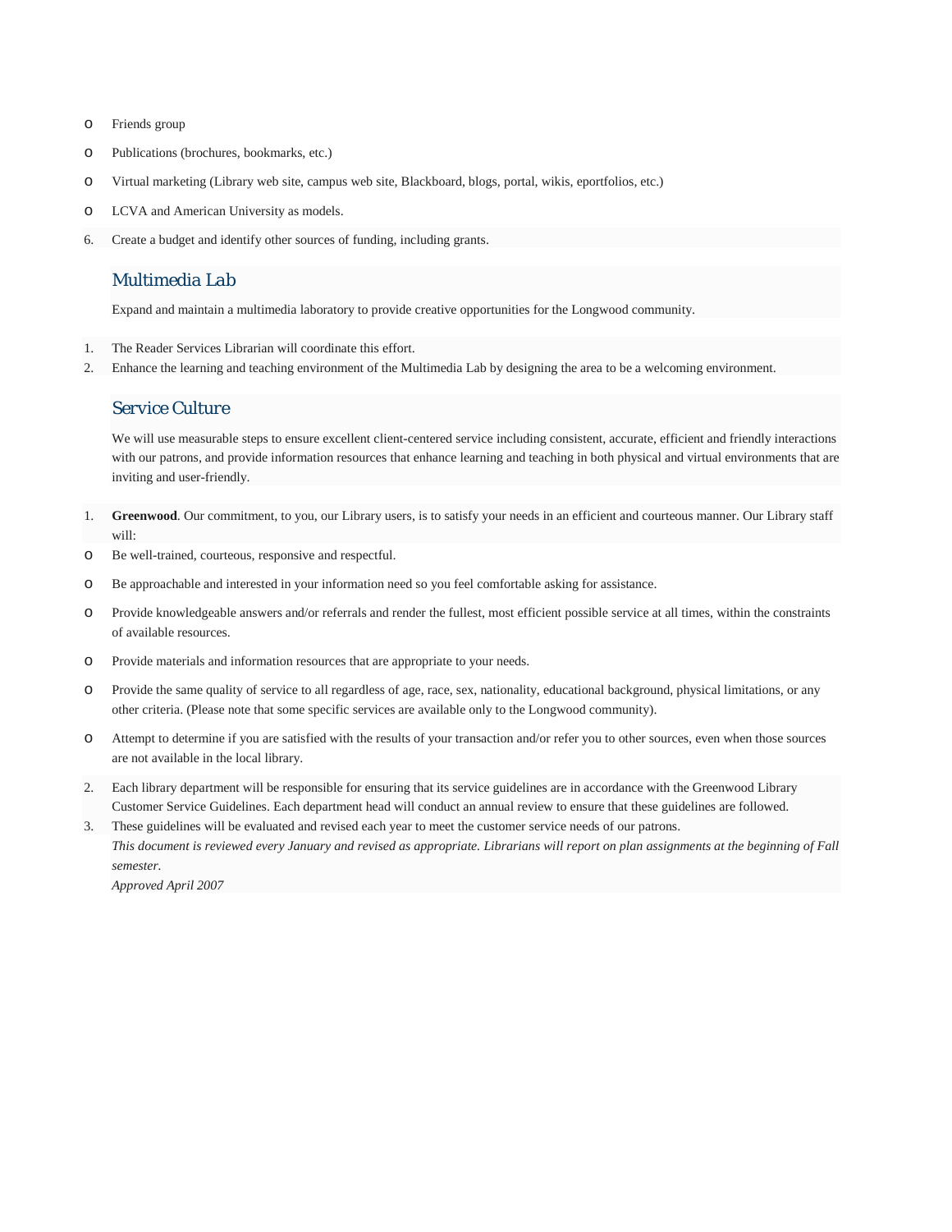- Friends group
- Publications (brochures, bookmarks, etc.)
- Virtual marketing (Library web site, campus web site, Blackboard, blogs, portal, wikis, eportfolios, etc.)
- LCVA and American University as models.

6. Create a budget and identify other sources of funding, including grants.

## Multimedia Lab

Expand and maintain a multimedia laboratory to provide creative opportunities for the Longwood community.

1. The Reader Services Librarian will coordinate this effort.
2. Enhance the learning and teaching environment of the Multimedia Lab by designing the area to be a welcoming environment.

## Service Culture

We will use measurable steps to ensure excellent client-centered service including consistent, accurate, efficient and friendly interactions with our patrons, and provide information resources that enhance learning and teaching in both physical and virtual environments that are inviting and user-friendly.

1. **Greenwood**. Our commitment, to you, our Library users, is to satisfy your needs in an efficient and courteous manner. Our Library staff will:
   - Be well-trained, courteous, responsive and respectful.
   - Be approachable and interested in your information need so you feel comfortable asking for assistance.
   - Provide knowledgeable answers and/or referrals and render the fullest, most efficient possible service at all times, within the constraints of available resources.
   - Provide materials and information resources that are appropriate to your needs.
   - Provide the same quality of service to all regardless of age, race, sex, nationality, educational background, physical limitations, or any other criteria. (Please note that some specific services are available only to the Longwood community).
   - Attempt to determine if you are satisfied with the results of your transaction and/or refer you to other sources, even when those sources are not available in the local library.
2. Each library department will be responsible for ensuring that its service guidelines are in accordance with the Greenwood Library Customer Service Guidelines. Each department head will conduct an annual review to ensure that these guidelines are followed.
3. These guidelines will be evaluated and revised each year to meet the customer service needs of our patrons.

*This document is reviewed every January and revised as appropriate. Librarians will report on plan assignments at the beginning of Fall semester.*

*Approved April 2007*